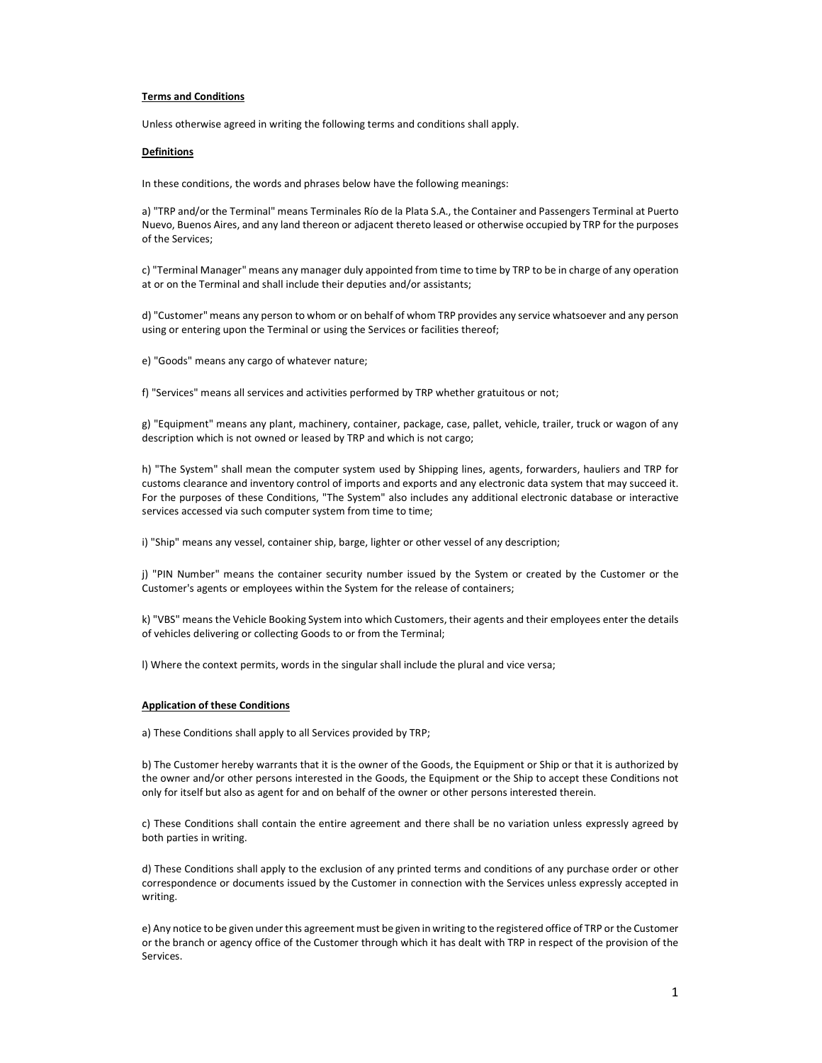**Terms and Conditions**

Unless otherwise agreed in writing the following terms and conditions shall apply.

**Definitions**

In these conditions, the words and phrases below have the following meanings:

a) "TRP and/or the Terminal" means Terminales Río de la Plata S.A., the Container and Passengers Terminal at Puerto Nuevo, Buenos Aires, and any land thereon or adjacent thereto leased or otherwise occupied by TRP for the purposes of the Services;

c) "Terminal Manager" means any manager duly appointed from time to time by TRP to be in charge of any operation at or on the Terminal and shall include their deputies and/or assistants;

d) "Customer" means any person to whom or on behalf of whom TRP provides any service whatsoever and any person using or entering upon the Terminal or using the Services or facilities thereof;

e) "Goods" means any cargo of whatever nature;

f) "Services" means all services and activities performed by TRP whether gratuitous or not;

g) "Equipment" means any plant, machinery, container, package, case, pallet, vehicle, trailer, truck or wagon of any description which is not owned or leased by TRP and which is not cargo;

h) "The System" shall mean the computer system used by Shipping lines, agents, forwarders, hauliers and TRP for customs clearance and inventory control of imports and exports and any electronic data system that may succeed it. For the purposes of these Conditions, "The System" also includes any additional electronic database or interactive services accessed via such computer system from time to time;

i) "Ship" means any vessel, container ship, barge, lighter or other vessel of any description;

j) "PIN Number" means the container security number issued by the System or created by the Customer or the Customer's agents or employees within the System for the release of containers;

k) "VBS" means the Vehicle Booking System into which Customers, their agents and their employees enter the details of vehicles delivering or collecting Goods to or from the Terminal;

l) Where the context permits, words in the singular shall include the plural and vice versa;

**Application of these Conditions**

a) These Conditions shall apply to all Services provided by TRP;

b) The Customer hereby warrants that it is the owner of the Goods, the Equipment or Ship or that it is authorized by the owner and/or other persons interested in the Goods, the Equipment or the Ship to accept these Conditions not only for itself but also as agent for and on behalf of the owner or other persons interested therein.

c) These Conditions shall contain the entire agreement and there shall be no variation unless expressly agreed by both parties in writing.

d) These Conditions shall apply to the exclusion of any printed terms and conditions of any purchase order or other correspondence or documents issued by the Customer in connection with the Services unless expressly accepted in writing.

e) Any notice to be given under this agreement must be given in writing to the registered office of TRP or the Customer or the branch or agency office of the Customer through which it has dealt with TRP in respect of the provision of the Services.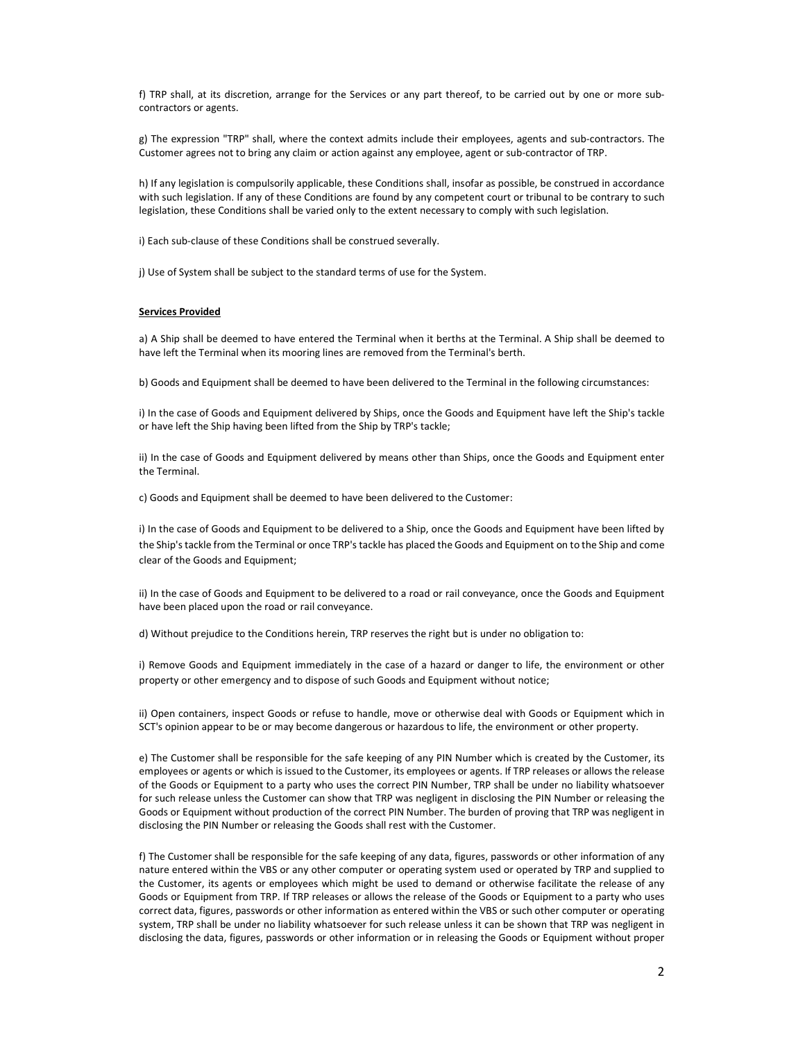f) TRP shall, at its discretion, arrange for the Services or any part thereof, to be carried out by one or more sub-contractors or agents.

g) The expression "TRP" shall, where the context admits include their employees, agents and sub-contractors. The Customer agrees not to bring any claim or action against any employee, agent or sub-contractor of TRP.

h) If any legislation is compulsorily applicable, these Conditions shall, insofar as possible, be construed in accordance with such legislation. If any of these Conditions are found by any competent court or tribunal to be contrary to such legislation, these Conditions shall be varied only to the extent necessary to comply with such legislation.

i) Each sub-clause of these Conditions shall be construed severally.

j) Use of System shall be subject to the standard terms of use for the System.

**Services Provided**

a) A Ship shall be deemed to have entered the Terminal when it berths at the Terminal. A Ship shall be deemed to have left the Terminal when its mooring lines are removed from the Terminal's berth.

b) Goods and Equipment shall be deemed to have been delivered to the Terminal in the following circumstances:

i) In the case of Goods and Equipment delivered by Ships, once the Goods and Equipment have left the Ship's tackle or have left the Ship having been lifted from the Ship by TRP's tackle;

ii) In the case of Goods and Equipment delivered by means other than Ships, once the Goods and Equipment enter the Terminal.

c) Goods and Equipment shall be deemed to have been delivered to the Customer:

i) In the case of Goods and Equipment to be delivered to a Ship, once the Goods and Equipment have been lifted by the Ship's tackle from the Terminal or once TRP's tackle has placed the Goods and Equipment on to the Ship and come clear of the Goods and Equipment;

ii) In the case of Goods and Equipment to be delivered to a road or rail conveyance, once the Goods and Equipment have been placed upon the road or rail conveyance.

d) Without prejudice to the Conditions herein, TRP reserves the right but is under no obligation to:

i) Remove Goods and Equipment immediately in the case of a hazard or danger to life, the environment or other property or other emergency and to dispose of such Goods and Equipment without notice;

ii) Open containers, inspect Goods or refuse to handle, move or otherwise deal with Goods or Equipment which in SCT's opinion appear to be or may become dangerous or hazardous to life, the environment or other property.

e) The Customer shall be responsible for the safe keeping of any PIN Number which is created by the Customer, its employees or agents or which is issued to the Customer, its employees or agents. If TRP releases or allows the release of the Goods or Equipment to a party who uses the correct PIN Number, TRP shall be under no liability whatsoever for such release unless the Customer can show that TRP was negligent in disclosing the PIN Number or releasing the Goods or Equipment without production of the correct PIN Number. The burden of proving that TRP was negligent in disclosing the PIN Number or releasing the Goods shall rest with the Customer.

f) The Customer shall be responsible for the safe keeping of any data, figures, passwords or other information of any nature entered within the VBS or any other computer or operating system used or operated by TRP and supplied to the Customer, its agents or employees which might be used to demand or otherwise facilitate the release of any Goods or Equipment from TRP. If TRP releases or allows the release of the Goods or Equipment to a party who uses correct data, figures, passwords or other information as entered within the VBS or such other computer or operating system, TRP shall be under no liability whatsoever for such release unless it can be shown that TRP was negligent in disclosing the data, figures, passwords or other information or in releasing the Goods or Equipment without proper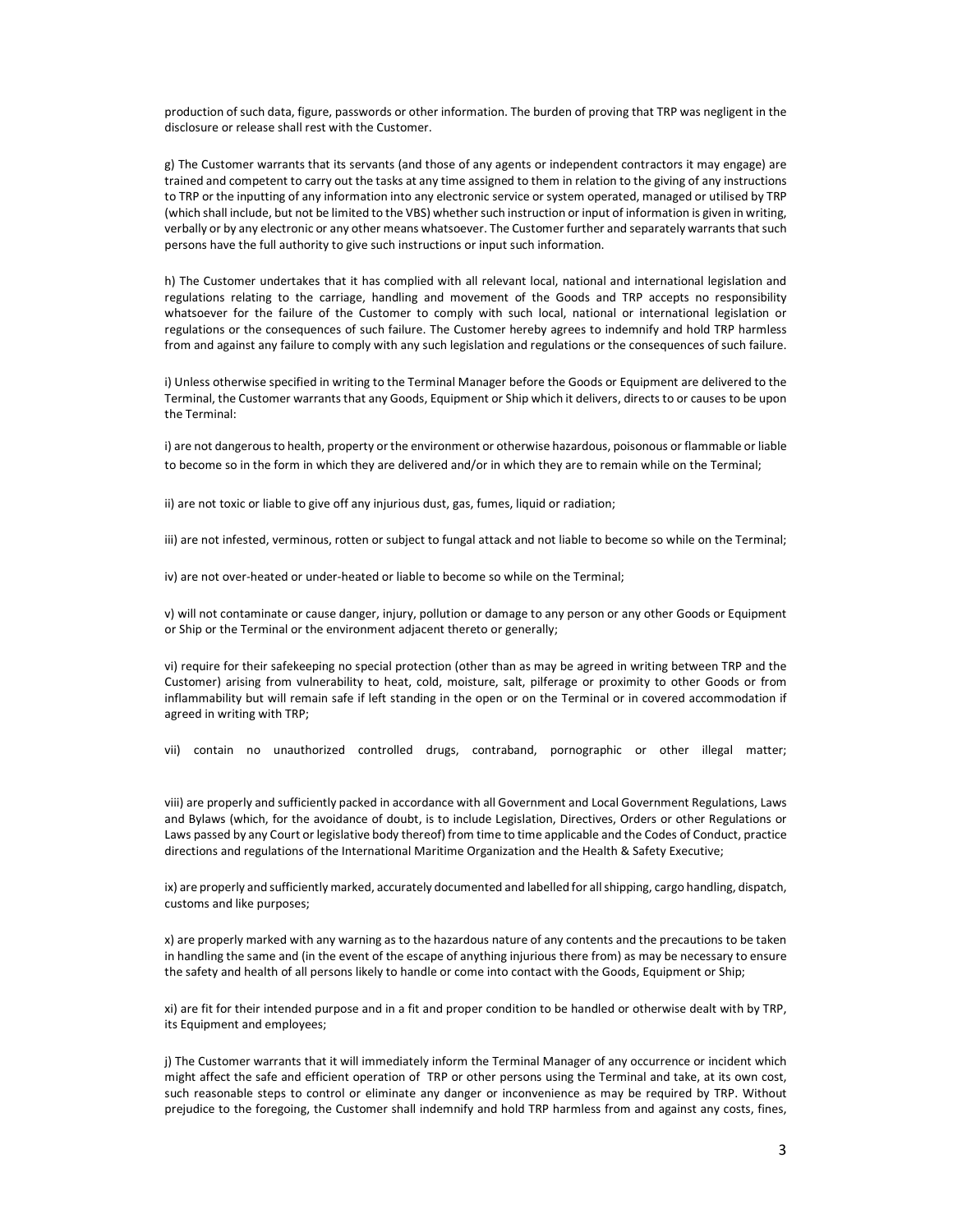production of such data, figure, passwords or other information. The burden of proving that TRP was negligent in the disclosure or release shall rest with the Customer.

g) The Customer warrants that its servants (and those of any agents or independent contractors it may engage) are trained and competent to carry out the tasks at any time assigned to them in relation to the giving of any instructions to TRP or the inputting of any information into any electronic service or system operated, managed or utilised by TRP (which shall include, but not be limited to the VBS) whether such instruction or input of information is given in writing, verbally or by any electronic or any other means whatsoever. The Customer further and separately warrants that such persons have the full authority to give such instructions or input such information.

h) The Customer undertakes that it has complied with all relevant local, national and international legislation and regulations relating to the carriage, handling and movement of the Goods and TRP accepts no responsibility whatsoever for the failure of the Customer to comply with such local, national or international legislation or regulations or the consequences of such failure. The Customer hereby agrees to indemnify and hold TRP harmless from and against any failure to comply with any such legislation and regulations or the consequences of such failure.

i) Unless otherwise specified in writing to the Terminal Manager before the Goods or Equipment are delivered to the Terminal, the Customer warrants that any Goods, Equipment or Ship which it delivers, directs to or causes to be upon the Terminal:

i) are not dangerous to health, property or the environment or otherwise hazardous, poisonous or flammable or liable to become so in the form in which they are delivered and/or in which they are to remain while on the Terminal;

ii) are not toxic or liable to give off any injurious dust, gas, fumes, liquid or radiation;

iii) are not infested, verminous, rotten or subject to fungal attack and not liable to become so while on the Terminal;

iv) are not over-heated or under-heated or liable to become so while on the Terminal;

v) will not contaminate or cause danger, injury, pollution or damage to any person or any other Goods or Equipment or Ship or the Terminal or the environment adjacent thereto or generally;

vi) require for their safekeeping no special protection (other than as may be agreed in writing between TRP and the Customer) arising from vulnerability to heat, cold, moisture, salt, pilferage or proximity to other Goods or from inflammability but will remain safe if left standing in the open or on the Terminal or in covered accommodation if agreed in writing with TRP;

vii) contain no unauthorized controlled drugs, contraband, pornographic or other illegal matter;

viii) are properly and sufficiently packed in accordance with all Government and Local Government Regulations, Laws and Bylaws (which, for the avoidance of doubt, is to include Legislation, Directives, Orders or other Regulations or Laws passed by any Court or legislative body thereof) from time to time applicable and the Codes of Conduct, practice directions and regulations of the International Maritime Organization and the Health & Safety Executive;

ix) are properly and sufficiently marked, accurately documented and labelled for all shipping, cargo handling, dispatch, customs and like purposes;

x) are properly marked with any warning as to the hazardous nature of any contents and the precautions to be taken in handling the same and (in the event of the escape of anything injurious there from) as may be necessary to ensure the safety and health of all persons likely to handle or come into contact with the Goods, Equipment or Ship;

xi) are fit for their intended purpose and in a fit and proper condition to be handled or otherwise dealt with by TRP, its Equipment and employees;

j) The Customer warrants that it will immediately inform the Terminal Manager of any occurrence or incident which might affect the safe and efficient operation of TRP or other persons using the Terminal and take, at its own cost, such reasonable steps to control or eliminate any danger or inconvenience as may be required by TRP. Without prejudice to the foregoing, the Customer shall indemnify and hold TRP harmless from and against any costs, fines,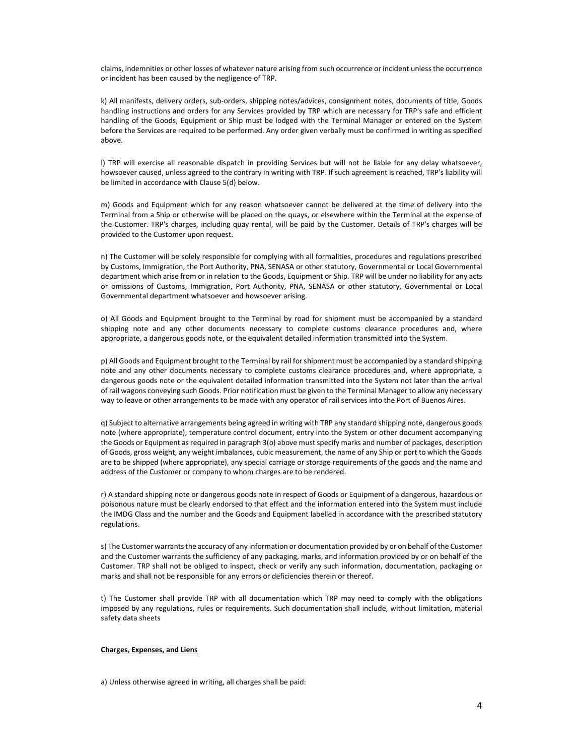claims, indemnities or other losses of whatever nature arising from such occurrence or incident unless the occurrence or incident has been caused by the negligence of TRP.

k) All manifests, delivery orders, sub-orders, shipping notes/advices, consignment notes, documents of title, Goods handling instructions and orders for any Services provided by TRP which are necessary for TRP's safe and efficient handling of the Goods, Equipment or Ship must be lodged with the Terminal Manager or entered on the System before the Services are required to be performed. Any order given verbally must be confirmed in writing as specified above.

l) TRP will exercise all reasonable dispatch in providing Services but will not be liable for any delay whatsoever, howsoever caused, unless agreed to the contrary in writing with TRP. If such agreement is reached, TRP's liability will be limited in accordance with Clause 5(d) below.

m) Goods and Equipment which for any reason whatsoever cannot be delivered at the time of delivery into the Terminal from a Ship or otherwise will be placed on the quays, or elsewhere within the Terminal at the expense of the Customer. TRP's charges, including quay rental, will be paid by the Customer. Details of TRP's charges will be provided to the Customer upon request.

n) The Customer will be solely responsible for complying with all formalities, procedures and regulations prescribed by Customs, Immigration, the Port Authority, PNA, SENASA or other statutory, Governmental or Local Governmental department which arise from or in relation to the Goods, Equipment or Ship. TRP will be under no liability for any acts or omissions of Customs, Immigration, Port Authority, PNA, SENASA or other statutory, Governmental or Local Governmental department whatsoever and howsoever arising.

o) All Goods and Equipment brought to the Terminal by road for shipment must be accompanied by a standard shipping note and any other documents necessary to complete customs clearance procedures and, where appropriate, a dangerous goods note, or the equivalent detailed information transmitted into the System.

p) All Goods and Equipment brought to the Terminal by rail for shipment must be accompanied by a standard shipping note and any other documents necessary to complete customs clearance procedures and, where appropriate, a dangerous goods note or the equivalent detailed information transmitted into the System not later than the arrival of rail wagons conveying such Goods. Prior notification must be given to the Terminal Manager to allow any necessary way to leave or other arrangements to be made with any operator of rail services into the Port of Buenos Aires.

q) Subject to alternative arrangements being agreed in writing with TRP any standard shipping note, dangerous goods note (where appropriate), temperature control document, entry into the System or other document accompanying the Goods or Equipment as required in paragraph 3(o) above must specify marks and number of packages, description of Goods, gross weight, any weight imbalances, cubic measurement, the name of any Ship or port to which the Goods are to be shipped (where appropriate), any special carriage or storage requirements of the goods and the name and address of the Customer or company to whom charges are to be rendered.

r) A standard shipping note or dangerous goods note in respect of Goods or Equipment of a dangerous, hazardous or poisonous nature must be clearly endorsed to that effect and the information entered into the System must include the IMDG Class and the number and the Goods and Equipment labelled in accordance with the prescribed statutory regulations.

s) The Customer warrants the accuracy of any information or documentation provided by or on behalf of the Customer and the Customer warrants the sufficiency of any packaging, marks, and information provided by or on behalf of the Customer. TRP shall not be obliged to inspect, check or verify any such information, documentation, packaging or marks and shall not be responsible for any errors or deficiencies therein or thereof.

t) The Customer shall provide TRP with all documentation which TRP may need to comply with the obligations imposed by any regulations, rules or requirements. Such documentation shall include, without limitation, material safety data sheets

**Charges, Expenses, and Liens**

a) Unless otherwise agreed in writing, all charges shall be paid: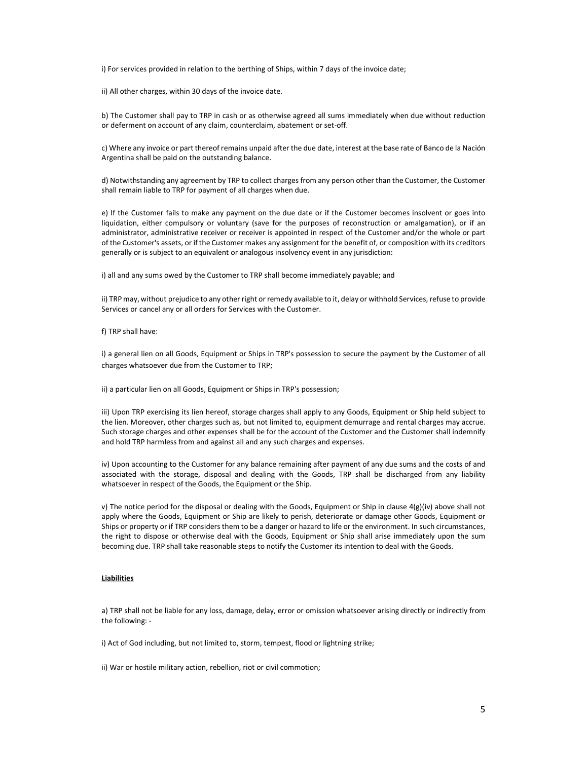i) For services provided in relation to the berthing of Ships, within 7 days of the invoice date;

ii) All other charges, within 30 days of the invoice date.

b) The Customer shall pay to TRP in cash or as otherwise agreed all sums immediately when due without reduction or deferment on account of any claim, counterclaim, abatement or set-off.

c) Where any invoice or part thereof remains unpaid after the due date, interest at the base rate of Banco de la Nación Argentina shall be paid on the outstanding balance.

d) Notwithstanding any agreement by TRP to collect charges from any person other than the Customer, the Customer shall remain liable to TRP for payment of all charges when due.

e) If the Customer fails to make any payment on the due date or if the Customer becomes insolvent or goes into liquidation, either compulsory or voluntary (save for the purposes of reconstruction or amalgamation), or if an administrator, administrative receiver or receiver is appointed in respect of the Customer and/or the whole or part of the Customer's assets, or if the Customer makes any assignment for the benefit of, or composition with its creditors generally or is subject to an equivalent or analogous insolvency event in any jurisdiction:

i) all and any sums owed by the Customer to TRP shall become immediately payable; and

ii) TRP may, without prejudice to any other right or remedy available to it, delay or withhold Services, refuse to provide Services or cancel any or all orders for Services with the Customer.

f) TRP shall have:

i) a general lien on all Goods, Equipment or Ships in TRP's possession to secure the payment by the Customer of all charges whatsoever due from the Customer to TRP;

ii) a particular lien on all Goods, Equipment or Ships in TRP's possession;

iii) Upon TRP exercising its lien hereof, storage charges shall apply to any Goods, Equipment or Ship held subject to the lien. Moreover, other charges such as, but not limited to, equipment demurrage and rental charges may accrue. Such storage charges and other expenses shall be for the account of the Customer and the Customer shall indemnify and hold TRP harmless from and against all and any such charges and expenses.

iv) Upon accounting to the Customer for any balance remaining after payment of any due sums and the costs of and associated with the storage, disposal and dealing with the Goods, TRP shall be discharged from any liability whatsoever in respect of the Goods, the Equipment or the Ship.

v) The notice period for the disposal or dealing with the Goods, Equipment or Ship in clause 4(g)(iv) above shall not apply where the Goods, Equipment or Ship are likely to perish, deteriorate or damage other Goods, Equipment or Ships or property or if TRP considers them to be a danger or hazard to life or the environment. In such circumstances, the right to dispose or otherwise deal with the Goods, Equipment or Ship shall arise immediately upon the sum becoming due. TRP shall take reasonable steps to notify the Customer its intention to deal with the Goods.

**Liabilities**

a) TRP shall not be liable for any loss, damage, delay, error or omission whatsoever arising directly or indirectly from the following: -

i) Act of God including, but not limited to, storm, tempest, flood or lightning strike;

ii) War or hostile military action, rebellion, riot or civil commotion;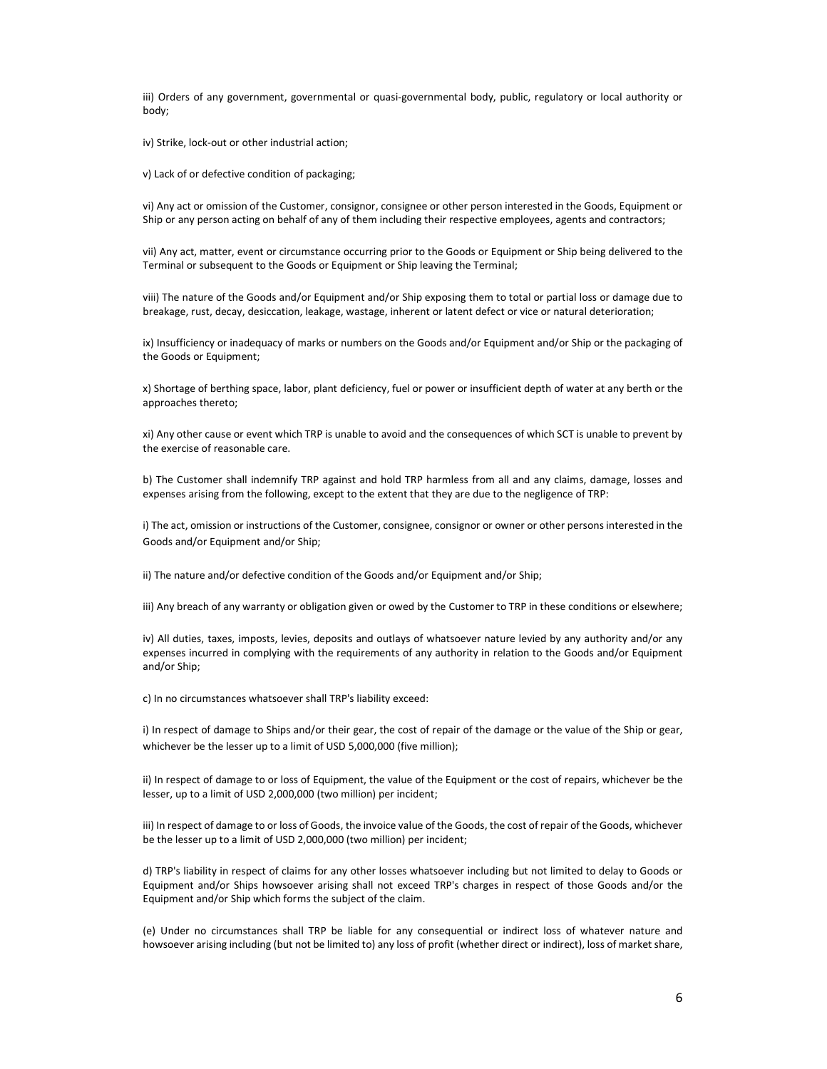iii) Orders of any government, governmental or quasi-governmental body, public, regulatory or local authority or body;

iv) Strike, lock-out or other industrial action;

v) Lack of or defective condition of packaging;

vi) Any act or omission of the Customer, consignor, consignee or other person interested in the Goods, Equipment or Ship or any person acting on behalf of any of them including their respective employees, agents and contractors;

vii) Any act, matter, event or circumstance occurring prior to the Goods or Equipment or Ship being delivered to the Terminal or subsequent to the Goods or Equipment or Ship leaving the Terminal;

viii) The nature of the Goods and/or Equipment and/or Ship exposing them to total or partial loss or damage due to breakage, rust, decay, desiccation, leakage, wastage, inherent or latent defect or vice or natural deterioration;

ix) Insufficiency or inadequacy of marks or numbers on the Goods and/or Equipment and/or Ship or the packaging of the Goods or Equipment;

x) Shortage of berthing space, labor, plant deficiency, fuel or power or insufficient depth of water at any berth or the approaches thereto;

xi) Any other cause or event which TRP is unable to avoid and the consequences of which SCT is unable to prevent by the exercise of reasonable care.

b) The Customer shall indemnify TRP against and hold TRP harmless from all and any claims, damage, losses and expenses arising from the following, except to the extent that they are due to the negligence of TRP:

i) The act, omission or instructions of the Customer, consignee, consignor or owner or other persons interested in the Goods and/or Equipment and/or Ship;

ii) The nature and/or defective condition of the Goods and/or Equipment and/or Ship;

iii) Any breach of any warranty or obligation given or owed by the Customer to TRP in these conditions or elsewhere;

iv) All duties, taxes, imposts, levies, deposits and outlays of whatsoever nature levied by any authority and/or any expenses incurred in complying with the requirements of any authority in relation to the Goods and/or Equipment and/or Ship;

c) In no circumstances whatsoever shall TRP's liability exceed:

i) In respect of damage to Ships and/or their gear, the cost of repair of the damage or the value of the Ship or gear, whichever be the lesser up to a limit of USD 5,000,000 (five million);

ii) In respect of damage to or loss of Equipment, the value of the Equipment or the cost of repairs, whichever be the lesser, up to a limit of USD 2,000,000 (two million) per incident;

iii) In respect of damage to or loss of Goods, the invoice value of the Goods, the cost of repair of the Goods, whichever be the lesser up to a limit of USD 2,000,000 (two million) per incident;

d) TRP's liability in respect of claims for any other losses whatsoever including but not limited to delay to Goods or Equipment and/or Ships howsoever arising shall not exceed TRP's charges in respect of those Goods and/or the Equipment and/or Ship which forms the subject of the claim.

(e) Under no circumstances shall TRP be liable for any consequential or indirect loss of whatever nature and howsoever arising including (but not be limited to) any loss of profit (whether direct or indirect), loss of market share,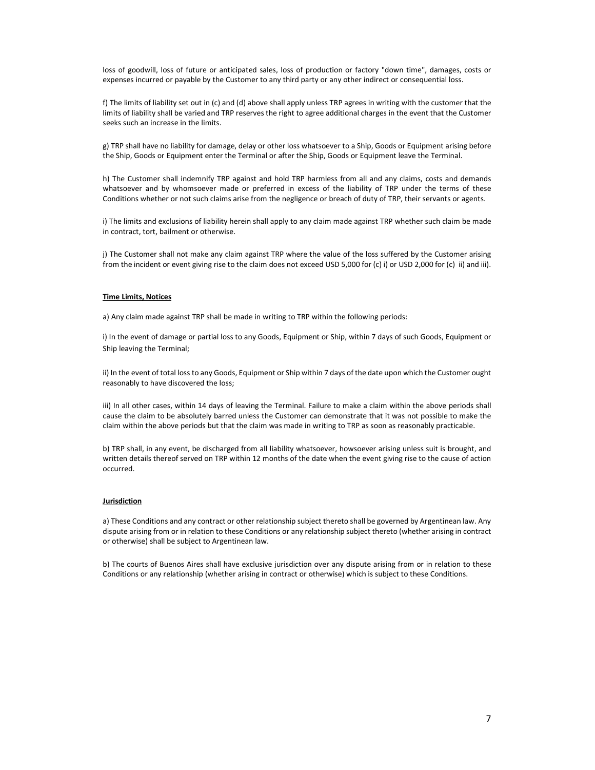loss of goodwill, loss of future or anticipated sales, loss of production or factory "down time", damages, costs or expenses incurred or payable by the Customer to any third party or any other indirect or consequential loss.

f) The limits of liability set out in (c) and (d) above shall apply unless TRP agrees in writing with the customer that the limits of liability shall be varied and TRP reserves the right to agree additional charges in the event that the Customer seeks such an increase in the limits.

g) TRP shall have no liability for damage, delay or other loss whatsoever to a Ship, Goods or Equipment arising before the Ship, Goods or Equipment enter the Terminal or after the Ship, Goods or Equipment leave the Terminal.

h) The Customer shall indemnify TRP against and hold TRP harmless from all and any claims, costs and demands whatsoever and by whomsoever made or preferred in excess of the liability of TRP under the terms of these Conditions whether or not such claims arise from the negligence or breach of duty of TRP, their servants or agents.

i) The limits and exclusions of liability herein shall apply to any claim made against TRP whether such claim be made in contract, tort, bailment or otherwise.

j) The Customer shall not make any claim against TRP where the value of the loss suffered by the Customer arising from the incident or event giving rise to the claim does not exceed USD 5,000 for (c) i) or USD 2,000 for (c) ii) and iii).

**Time Limits, Notices**

a) Any claim made against TRP shall be made in writing to TRP within the following periods:

i) In the event of damage or partial loss to any Goods, Equipment or Ship, within 7 days of such Goods, Equipment or Ship leaving the Terminal;

ii) In the event of total loss to any Goods, Equipment or Ship within 7 days of the date upon which the Customer ought reasonably to have discovered the loss;

iii) In all other cases, within 14 days of leaving the Terminal. Failure to make a claim within the above periods shall cause the claim to be absolutely barred unless the Customer can demonstrate that it was not possible to make the claim within the above periods but that the claim was made in writing to TRP as soon as reasonably practicable.

b) TRP shall, in any event, be discharged from all liability whatsoever, howsoever arising unless suit is brought, and written details thereof served on TRP within 12 months of the date when the event giving rise to the cause of action occurred.

**Jurisdiction**

a) These Conditions and any contract or other relationship subject thereto shall be governed by Argentinean law. Any dispute arising from or in relation to these Conditions or any relationship subject thereto (whether arising in contract or otherwise) shall be subject to Argentinean law.

b) The courts of Buenos Aires shall have exclusive jurisdiction over any dispute arising from or in relation to these Conditions or any relationship (whether arising in contract or otherwise) which is subject to these Conditions.